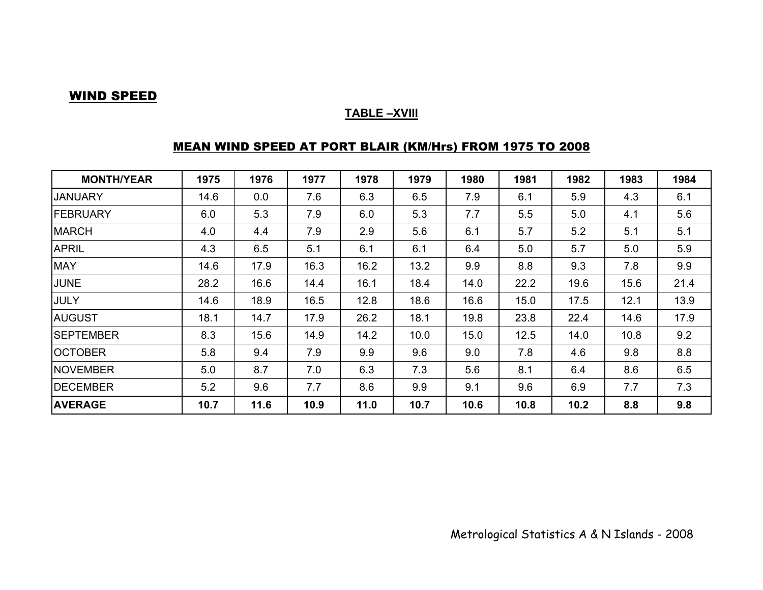## WIND SPEED

### TABLE –XVIII

### MEAN WIND SPEED AT PORT BLAIR (KM/Hrs) FROM 1975 TO 2008

| MONTH/YEAR | 1975 | 1976 | 1977 | 1978 | 1979 | 1980 | 1981 | 1982 | 1983 | 1984 |
|---|---|---|---|---|---|---|---|---|---|---|
| JANUARY | 14.6 | 0.0 | 7.6 | 6.3 | 6.5 | 7.9 | 6.1 | 5.9 | 4.3 | 6.1 |
| FEBRUARY | 6.0 | 5.3 | 7.9 | 6.0 | 5.3 | 7.7 | 5.5 | 5.0 | 4.1 | 5.6 |
| MARCH | 4.0 | 4.4 | 7.9 | 2.9 | 5.6 | 6.1 | 5.7 | 5.2 | 5.1 | 5.1 |
| APRIL | 4.3 | 6.5 | 5.1 | 6.1 | 6.1 | 6.4 | 5.0 | 5.7 | 5.0 | 5.9 |
| MAY | 14.6 | 17.9 | 16.3 | 16.2 | 13.2 | 9.9 | 8.8 | 9.3 | 7.8 | 9.9 |
| JUNE | 28.2 | 16.6 | 14.4 | 16.1 | 18.4 | 14.0 | 22.2 | 19.6 | 15.6 | 21.4 |
| JULY | 14.6 | 18.9 | 16.5 | 12.8 | 18.6 | 16.6 | 15.0 | 17.5 | 12.1 | 13.9 |
| AUGUST | 18.1 | 14.7 | 17.9 | 26.2 | 18.1 | 19.8 | 23.8 | 22.4 | 14.6 | 17.9 |
| SEPTEMBER | 8.3 | 15.6 | 14.9 | 14.2 | 10.0 | 15.0 | 12.5 | 14.0 | 10.8 | 9.2 |
| OCTOBER | 5.8 | 9.4 | 7.9 | 9.9 | 9.6 | 9.0 | 7.8 | 4.6 | 9.8 | 8.8 |
| NOVEMBER | 5.0 | 8.7 | 7.0 | 6.3 | 7.3 | 5.6 | 8.1 | 6.4 | 8.6 | 6.5 |
| DECEMBER | 5.2 | 9.6 | 7.7 | 8.6 | 9.9 | 9.1 | 9.6 | 6.9 | 7.7 | 7.3 |
| **AVERAGE** | **10.7** | **11.6** | **10.9** | **11.0** | **10.7** | **10.6** | **10.8** | **10.2** | **8.8** | **9.8** |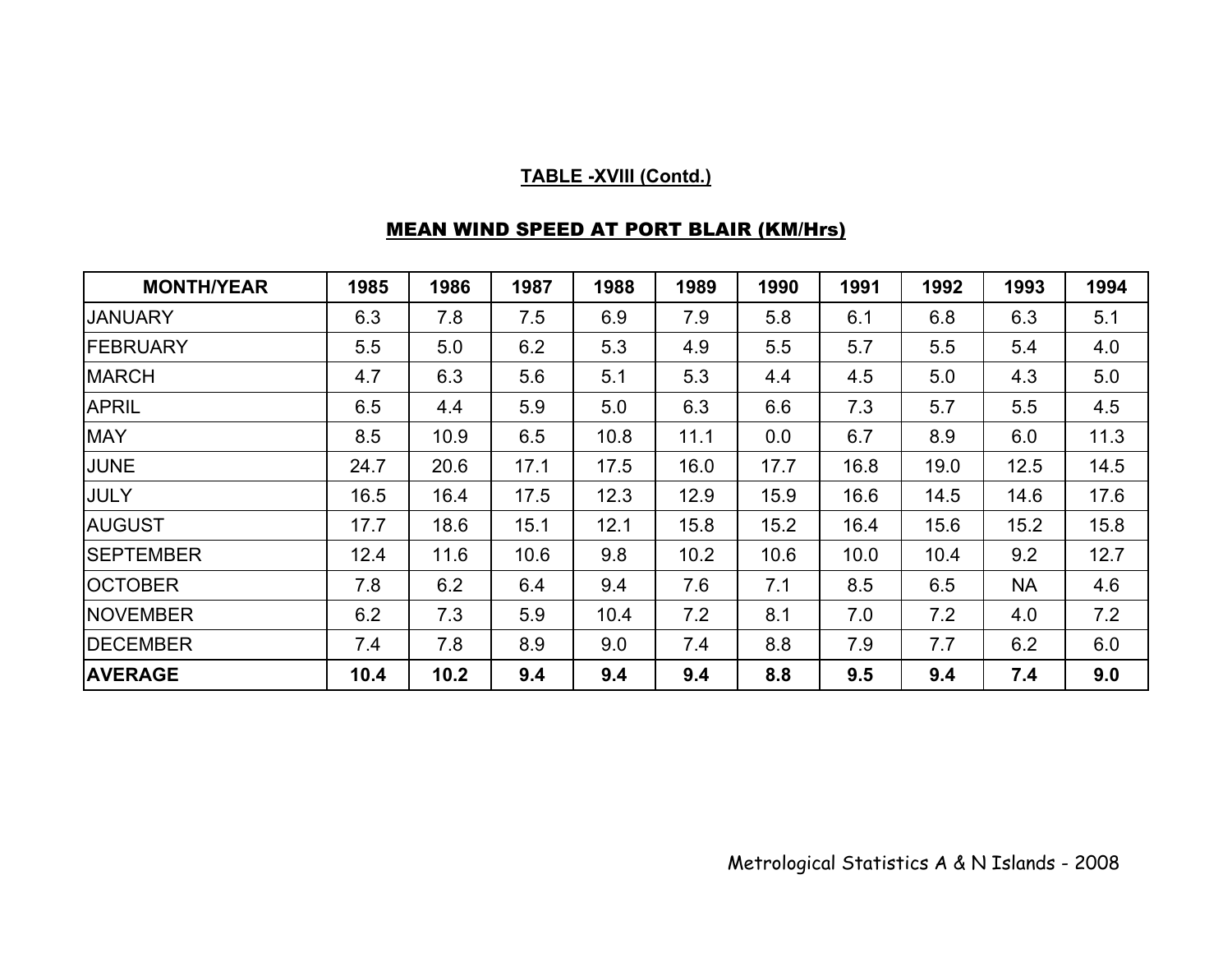**TABLE -XVIII (Contd.)**

**MEAN WIND SPEED AT PORT BLAIR (KM/Hrs)**

| MONTH/YEAR | 1985 | 1986 | 1987 | 1988 | 1989 | 1990 | 1991 | 1992 | 1993 | 1994 |
|---|---|---|---|---|---|---|---|---|---|---|
| JANUARY | 6.3 | 7.8 | 7.5 | 6.9 | 7.9 | 5.8 | 6.1 | 6.8 | 6.3 | 5.1 |
| FEBRUARY | 5.5 | 5.0 | 6.2 | 5.3 | 4.9 | 5.5 | 5.7 | 5.5 | 5.4 | 4.0 |
| MARCH | 4.7 | 6.3 | 5.6 | 5.1 | 5.3 | 4.4 | 4.5 | 5.0 | 4.3 | 5.0 |
| APRIL | 6.5 | 4.4 | 5.9 | 5.0 | 6.3 | 6.6 | 7.3 | 5.7 | 5.5 | 4.5 |
| MAY | 8.5 | 10.9 | 6.5 | 10.8 | 11.1 | 0.0 | 6.7 | 8.9 | 6.0 | 11.3 |
| JUNE | 24.7 | 20.6 | 17.1 | 17.5 | 16.0 | 17.7 | 16.8 | 19.0 | 12.5 | 14.5 |
| JULY | 16.5 | 16.4 | 17.5 | 12.3 | 12.9 | 15.9 | 16.6 | 14.5 | 14.6 | 17.6 |
| AUGUST | 17.7 | 18.6 | 15.1 | 12.1 | 15.8 | 15.2 | 16.4 | 15.6 | 15.2 | 15.8 |
| SEPTEMBER | 12.4 | 11.6 | 10.6 | 9.8 | 10.2 | 10.6 | 10.0 | 10.4 | 9.2 | 12.7 |
| OCTOBER | 7.8 | 6.2 | 6.4 | 9.4 | 7.6 | 7.1 | 8.5 | 6.5 | NA | 4.6 |
| NOVEMBER | 6.2 | 7.3 | 5.9 | 10.4 | 7.2 | 8.1 | 7.0 | 7.2 | 4.0 | 7.2 |
| DECEMBER | 7.4 | 7.8 | 8.9 | 9.0 | 7.4 | 8.8 | 7.9 | 7.7 | 6.2 | 6.0 |
| **AVERAGE** | **10.4** | **10.2** | **9.4** | **9.4** | **9.4** | **8.8** | **9.5** | **9.4** | **7.4** | **9.0** |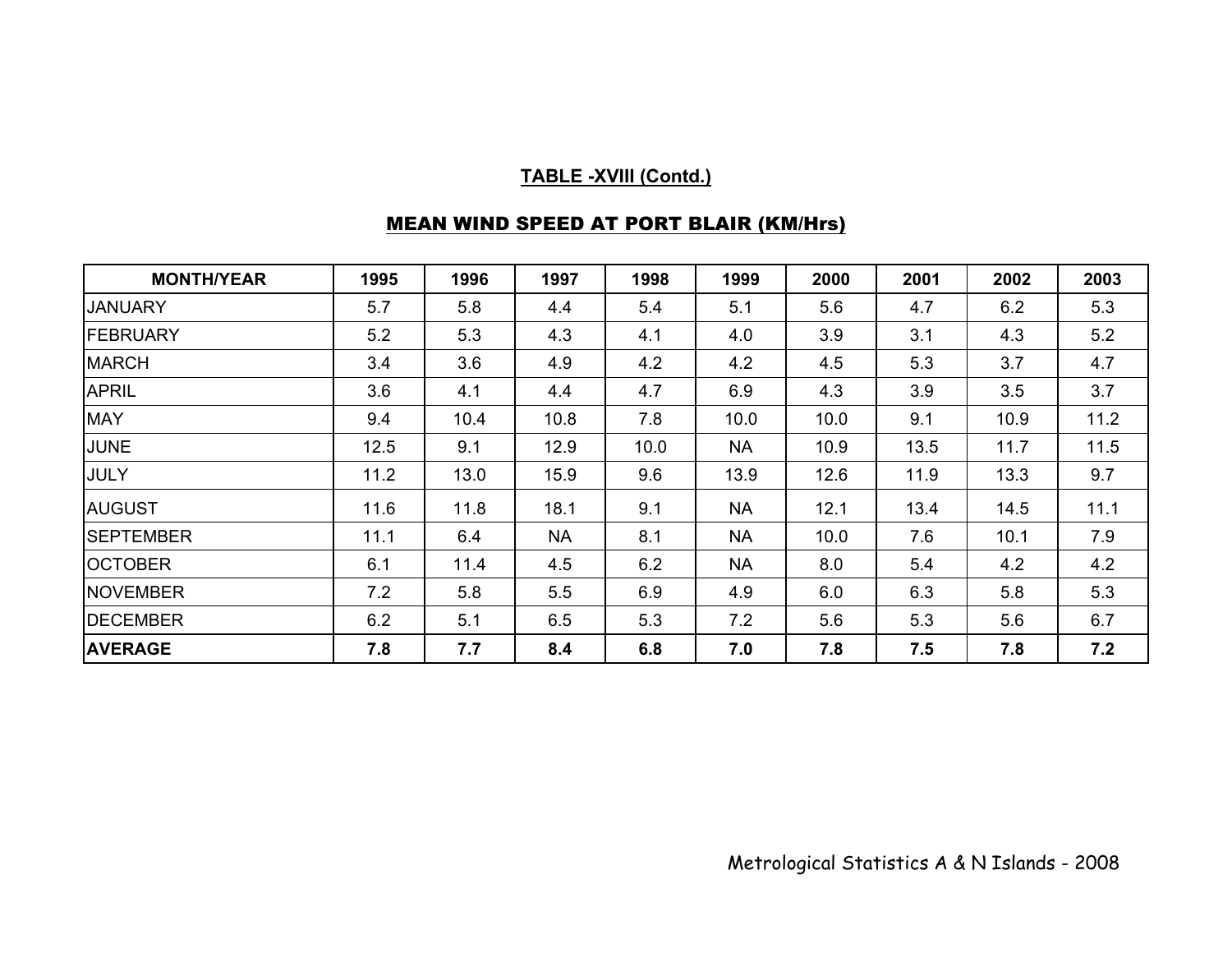**TABLE -XVIII (Contd.)**

**MEAN WIND SPEED AT PORT BLAIR (KM/Hrs)**

| MONTH/YEAR | 1995 | 1996 | 1997 | 1998 | 1999 | 2000 | 2001 | 2002 | 2003 |
|---|---|---|---|---|---|---|---|---|---|
| JANUARY | 5.7 | 5.8 | 4.4 | 5.4 | 5.1 | 5.6 | 4.7 | 6.2 | 5.3 |
| FEBRUARY | 5.2 | 5.3 | 4.3 | 4.1 | 4.0 | 3.9 | 3.1 | 4.3 | 5.2 |
| MARCH | 3.4 | 3.6 | 4.9 | 4.2 | 4.2 | 4.5 | 5.3 | 3.7 | 4.7 |
| APRIL | 3.6 | 4.1 | 4.4 | 4.7 | 6.9 | 4.3 | 3.9 | 3.5 | 3.7 |
| MAY | 9.4 | 10.4 | 10.8 | 7.8 | 10.0 | 10.0 | 9.1 | 10.9 | 11.2 |
| JUNE | 12.5 | 9.1 | 12.9 | 10.0 | NA | 10.9 | 13.5 | 11.7 | 11.5 |
| JULY | 11.2 | 13.0 | 15.9 | 9.6 | 13.9 | 12.6 | 11.9 | 13.3 | 9.7 |
| AUGUST | 11.6 | 11.8 | 18.1 | 9.1 | NA | 12.1 | 13.4 | 14.5 | 11.1 |
| SEPTEMBER | 11.1 | 6.4 | NA | 8.1 | NA | 10.0 | 7.6 | 10.1 | 7.9 |
| OCTOBER | 6.1 | 11.4 | 4.5 | 6.2 | NA | 8.0 | 5.4 | 4.2 | 4.2 |
| NOVEMBER | 7.2 | 5.8 | 5.5 | 6.9 | 4.9 | 6.0 | 6.3 | 5.8 | 5.3 |
| DECEMBER | 6.2 | 5.1 | 6.5 | 5.3 | 7.2 | 5.6 | 5.3 | 5.6 | 6.7 |
| **AVERAGE** | **7.8** | **7.7** | **8.4** | **6.8** | **7.0** | **7.8** | **7.5** | **7.8** | **7.2** |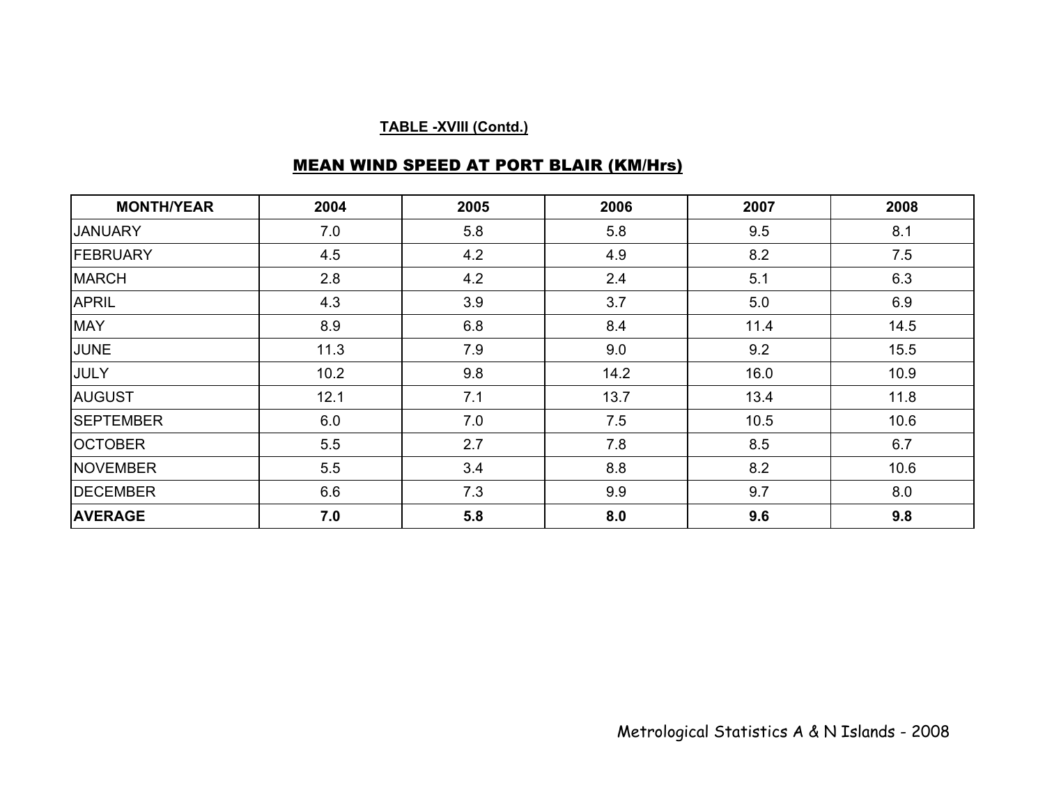**TABLE -XVIII (Contd.)**

## MEAN WIND SPEED AT PORT BLAIR (KM/Hrs)

| MONTH/YEAR | 2004 | 2005 | 2006 | 2007 | 2008 |
|---|---|---|---|---|---|
| JANUARY | 7.0 | 5.8 | 5.8 | 9.5 | 8.1 |
| FEBRUARY | 4.5 | 4.2 | 4.9 | 8.2 | 7.5 |
| MARCH | 2.8 | 4.2 | 2.4 | 5.1 | 6.3 |
| APRIL | 4.3 | 3.9 | 3.7 | 5.0 | 6.9 |
| MAY | 8.9 | 6.8 | 8.4 | 11.4 | 14.5 |
| JUNE | 11.3 | 7.9 | 9.0 | 9.2 | 15.5 |
| JULY | 10.2 | 9.8 | 14.2 | 16.0 | 10.9 |
| AUGUST | 12.1 | 7.1 | 13.7 | 13.4 | 11.8 |
| SEPTEMBER | 6.0 | 7.0 | 7.5 | 10.5 | 10.6 |
| OCTOBER | 5.5 | 2.7 | 7.8 | 8.5 | 6.7 |
| NOVEMBER | 5.5 | 3.4 | 8.8 | 8.2 | 10.6 |
| DECEMBER | 6.6 | 7.3 | 9.9 | 9.7 | 8.0 |
| **AVERAGE** | **7.0** | **5.8** | **8.0** | **9.6** | **9.8** |